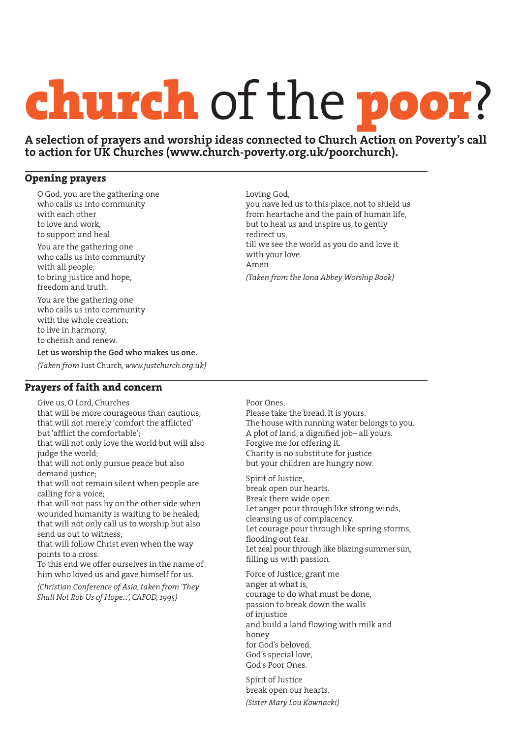# **church** of the **poor**?

**A selection of prayers and worship ideas connected to Church Action on Poverty's call to action for UK Churches (www.church-poverty.org.uk/poorchurch).**

## Opening prayers

O God, you are the gathering one
who calls us into community
with each other
to love and work,
to support and heal.

You are the gathering one
who calls us into community
with all people;
to bring justice and hope,
freedom and truth.

You are the gathering one
who calls us into community
with the whole creation;
to live in harmony,
to cherish and renew.

**Let us worship the God who makes us one.**

*(Taken from* Just Church*, www.justchurch.org.uk)*

Loving God,
you have led us to this place, not to shield us from heartache and the pain of human life, but to heal us and inspire us, to gently redirect us,
till we see the world as you do and love it with your love.
Amen

*(Taken from the Iona Abbey Worship Book)*

## Prayers of faith and concern

Give us, O Lord, Churches
that will be more courageous than cautious;
that will not merely 'comfort the afflicted' but 'afflict the comfortable';
that will not only love the world but will also judge the world;
that will not only pursue peace but also demand justice;
that will not remain silent when people are calling for a voice;
that will not pass by on the other side when wounded humanity is waiting to be healed;
that will not only call us to worship but also send us out to witness;
that will follow Christ even when the way points to a cross.
To this end we offer ourselves in the name of him who loved us and gave himself for us.

*(Christian Conference of Asia, taken from 'They Shall Not Rob Us of Hope...', CAFOD, 1995)*

Poor Ones,
Please take the bread. It is yours.
The house with running water belongs to you.
A plot of land, a dignified job– all yours.
Forgive me for offering it.
Charity is no substitute for justice
but your children are hungry now.

Spirit of Justice,
break open our hearts.
Break them wide open.
Let anger pour through like strong winds,
cleansing us of complacency.
Let courage pour through like spring storms,
flooding out fear.
Let zeal pour through like blazing summer sun,
filling us with passion.

Force of Justice, grant me
anger at what is,
courage to do what must be done,
passion to break down the walls
of injustice
and build a land flowing with milk and honey
for God's beloved,
God's special love,
God's Poor Ones.

Spirit of Justice
break open our hearts.

*(Sister Mary Lou Kownacki)*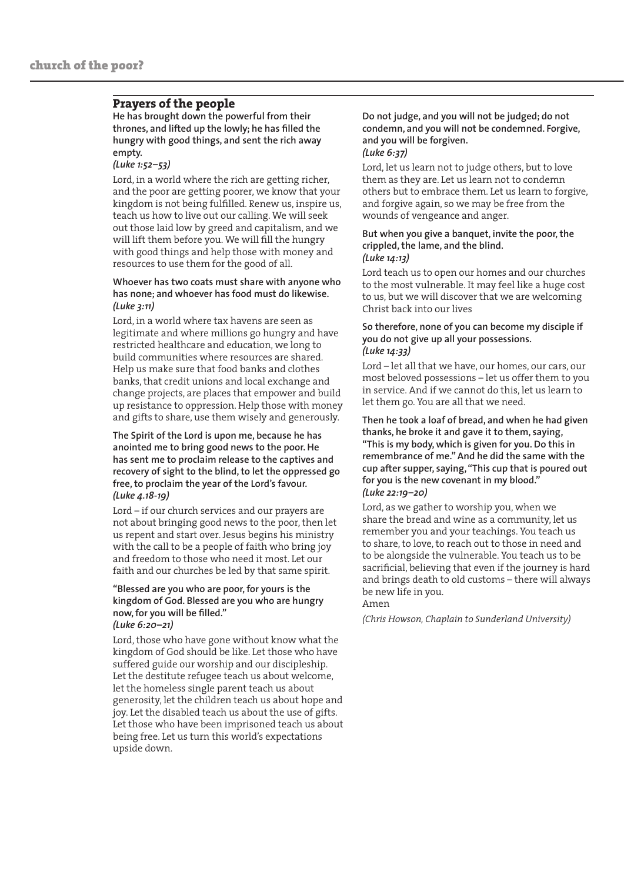## Prayers of the people

**He has brought down the powerful from their thrones, and lifted up the lowly; he has filled the hungry with good things, and sent the rich away empty.**
***(Luke 1:52–53)***

Lord, in a world where the rich are getting richer, and the poor are getting poorer, we know that your kingdom is not being fulfilled. Renew us, inspire us, teach us how to live out our calling. We will seek out those laid low by greed and capitalism, and we will lift them before you. We will fill the hungry with good things and help those with money and resources to use them for the good of all.

**Whoever has two coats must share with anyone who has none; and whoever has food must do likewise.**
***(Luke 3:11)***

Lord, in a world where tax havens are seen as legitimate and where millions go hungry and have restricted healthcare and education, we long to build communities where resources are shared. Help us make sure that food banks and clothes banks, that credit unions and local exchange and change projects, are places that empower and build up resistance to oppression. Help those with money and gifts to share, use them wisely and generously.

**The Spirit of the Lord is upon me, because he has anointed me to bring good news to the poor. He has sent me to proclaim release to the captives and recovery of sight to the blind, to let the oppressed go free, to proclaim the year of the Lord's favour.**
***(Luke 4.18-19)***

Lord – if our church services and our prayers are not about bringing good news to the poor, then let us repent and start over. Jesus begins his ministry with the call to be a people of faith who bring joy and freedom to those who need it most. Let our faith and our churches be led by that same spirit.

**"Blessed are you who are poor, for yours is the kingdom of God. Blessed are you who are hungry now, for you will be filled."**
***(Luke 6:20–21)***

Lord, those who have gone without know what the kingdom of God should be like. Let those who have suffered guide our worship and our discipleship. Let the destitute refugee teach us about welcome, let the homeless single parent teach us about generosity, let the children teach us about hope and joy. Let the disabled teach us about the use of gifts. Let those who have been imprisoned teach us about being free. Let us turn this world's expectations upside down.

**Do not judge, and you will not be judged; do not condemn, and you will not be condemned. Forgive, and you will be forgiven.**
***(Luke 6:37)***

Lord, let us learn not to judge others, but to love them as they are. Let us learn not to condemn others but to embrace them. Let us learn to forgive, and forgive again, so we may be free from the wounds of vengeance and anger.

**But when you give a banquet, invite the poor, the crippled, the lame, and the blind.**
***(Luke 14:13)***

Lord teach us to open our homes and our churches to the most vulnerable. It may feel like a huge cost to us, but we will discover that we are welcoming Christ back into our lives

**So therefore, none of you can become my disciple if you do not give up all your possessions.**
***(Luke 14:33)***

Lord – let all that we have, our homes, our cars, our most beloved possessions – let us offer them to you in service. And if we cannot do this, let us learn to let them go. You are all that we need.

**Then he took a loaf of bread, and when he had given thanks, he broke it and gave it to them, saying, "This is my body, which is given for you. Do this in remembrance of me." And he did the same with the cup after supper, saying, "This cup that is poured out for you is the new covenant in my blood."**
***(Luke 22:19–20)***

Lord, as we gather to worship you, when we share the bread and wine as a community, let us remember you and your teachings. You teach us to share, to love, to reach out to those in need and to be alongside the vulnerable. You teach us to be sacrificial, believing that even if the journey is hard and brings death to old customs – there will always be new life in you.
Amen

*(Chris Howson, Chaplain to Sunderland University)*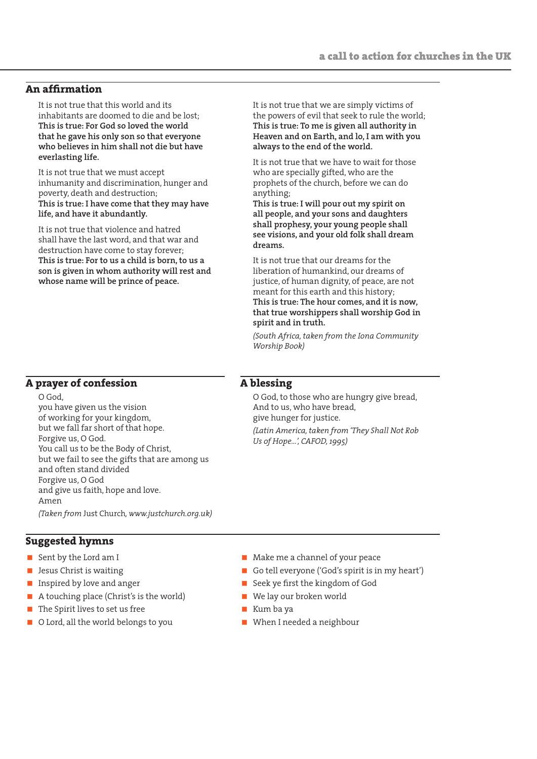## An affirmation

It is not true that this world and its inhabitants are doomed to die and be lost;
**This is true: For God so loved the world that he gave his only son so that everyone who believes in him shall not die but have everlasting life.**

It is not true that we must accept inhumanity and discrimination, hunger and poverty, death and destruction;
**This is true: I have come that they may have life, and have it abundantly.**

It is not true that violence and hatred shall have the last word, and that war and destruction have come to stay forever;
**This is true: For to us a child is born, to us a son is given in whom authority will rest and whose name will be prince of peace.**

It is not true that we are simply victims of the powers of evil that seek to rule the world;
**This is true: To me is given all authority in Heaven and on Earth, and lo, I am with you always to the end of the world.**

It is not true that we have to wait for those who are specially gifted, who are the prophets of the church, before we can do anything;
**This is true: I will pour out my spirit on all people, and your sons and daughters shall prophesy, your young people shall see visions, and your old folk shall dream dreams.**

It is not true that our dreams for the liberation of humankind, our dreams of justice, of human dignity, of peace, are not meant for this earth and this history;
**This is true: The hour comes, and it is now, that true worshippers shall worship God in spirit and in truth.**

*(South Africa, taken from the Iona Community Worship Book)*

## A prayer of confession

O God,
you have given us the vision
of working for your kingdom,
but we fall far short of that hope.
Forgive us, O God.
You call us to be the Body of Christ,
but we fail to see the gifts that are among us
and often stand divided
Forgive us, O God
and give us faith, hope and love.
Amen

*(Taken from* Just Church, *www.justchurch.org.uk)*

## A blessing

O God, to those who are hungry give bread,
And to us, who have bread,
give hunger for justice.

*(Latin America, taken from 'They Shall Not Rob Us of Hope…', CAFOD, 1995)*

## Suggested hymns

- Sent by the Lord am I
- Jesus Christ is waiting
- Inspired by love and anger
- A touching place (Christ's is the world)
- The Spirit lives to set us free
- O Lord, all the world belongs to you
- Make me a channel of your peace
- Go tell everyone ('God's spirit is in my heart')
- Seek ye first the kingdom of God
- We lay our broken world
- Kum ba ya
- When I needed a neighbour